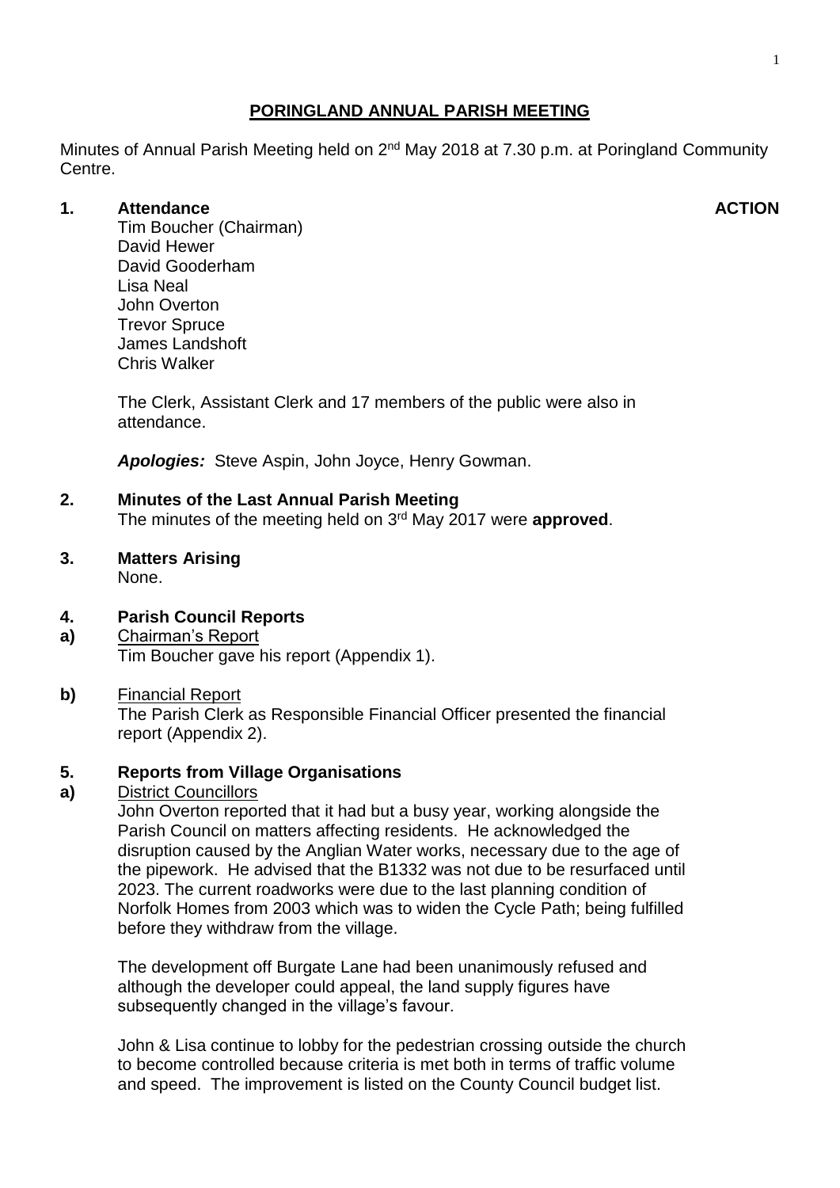# PORINGLAND ANNUAL PARISH MEETING

Minutes of Annual Parish Meeting held on 2nd May 2018 at 7.30 p.m. at Poringland Community Centre.

**1. Attendance** **ACTION**

Tim Boucher (Chairman)
David Hewer
David Gooderham
Lisa Neal
John Overton
Trevor Spruce
James Landshoft
Chris Walker

The Clerk, Assistant Clerk and 17 members of the public were also in attendance.

***Apologies:*** Steve Aspin, John Joyce, Henry Gowman.

**2. Minutes of the Last Annual Parish Meeting**

The minutes of the meeting held on 3rd May 2017 were **approved**.

**3. Matters Arising**

None.

**4. Parish Council Reports**

**a)** Chairman's Report

Tim Boucher gave his report (Appendix 1).

**b)** Financial Report

The Parish Clerk as Responsible Financial Officer presented the financial report (Appendix 2).

**5. Reports from Village Organisations**

**a)** District Councillors

John Overton reported that it had but a busy year, working alongside the Parish Council on matters affecting residents. He acknowledged the disruption caused by the Anglian Water works, necessary due to the age of the pipework. He advised that the B1332 was not due to be resurfaced until 2023. The current roadworks were due to the last planning condition of Norfolk Homes from 2003 which was to widen the Cycle Path; being fulfilled before they withdraw from the village.

The development off Burgate Lane had been unanimously refused and although the developer could appeal, the land supply figures have subsequently changed in the village's favour.

John & Lisa continue to lobby for the pedestrian crossing outside the church to become controlled because criteria is met both in terms of traffic volume and speed. The improvement is listed on the County Council budget list.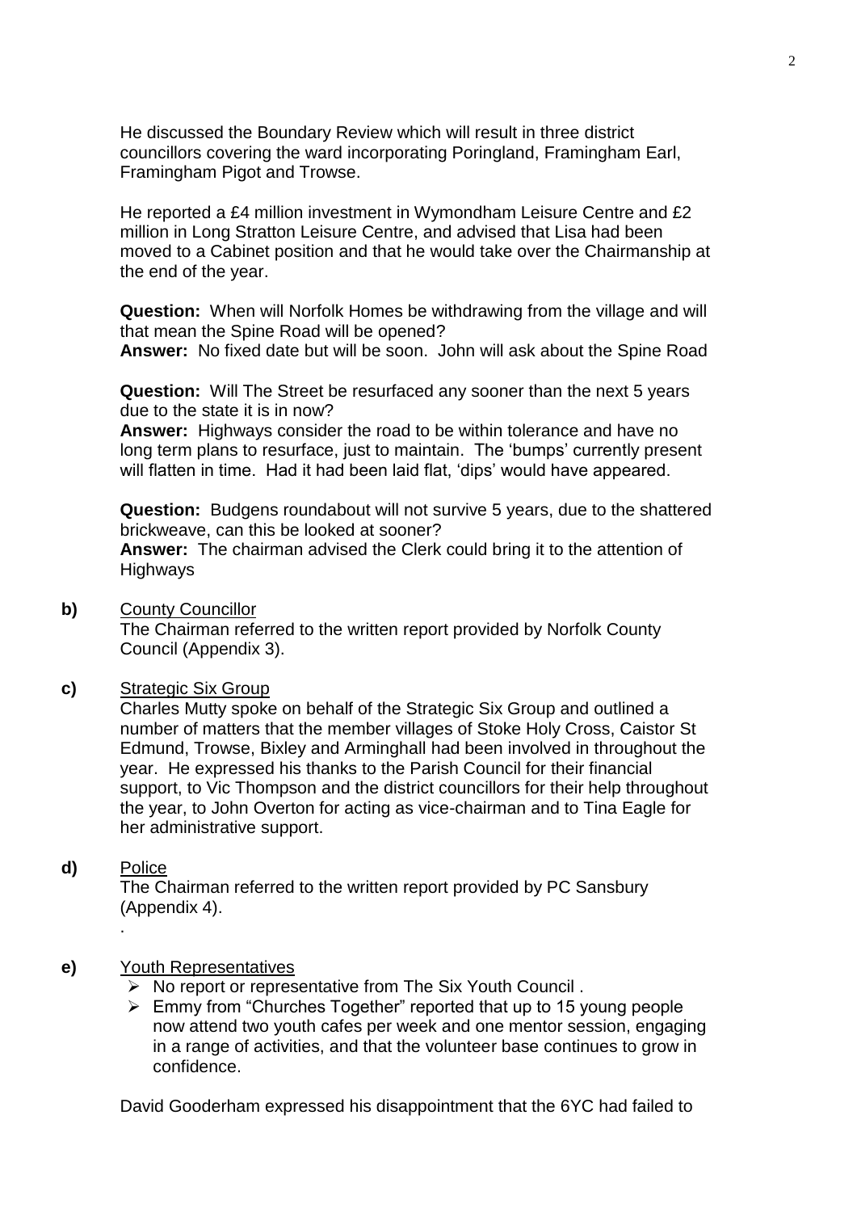He discussed the Boundary Review which will result in three district councillors covering the ward incorporating Poringland, Framingham Earl, Framingham Pigot and Trowse.

He reported a £4 million investment in Wymondham Leisure Centre and £2 million in Long Stratton Leisure Centre, and advised that Lisa had been moved to a Cabinet position and that he would take over the Chairmanship at the end of the year.

**Question:** When will Norfolk Homes be withdrawing from the village and will that mean the Spine Road will be opened?
**Answer:** No fixed date but will be soon. John will ask about the Spine Road

**Question:** Will The Street be resurfaced any sooner than the next 5 years due to the state it is in now?
**Answer:** Highways consider the road to be within tolerance and have no long term plans to resurface, just to maintain. The 'bumps' currently present will flatten in time. Had it had been laid flat, 'dips' would have appeared.

**Question:** Budgens roundabout will not survive 5 years, due to the shattered brickweave, can this be looked at sooner?
**Answer:** The chairman advised the Clerk could bring it to the attention of Highways

**b)** County Councillor

The Chairman referred to the written report provided by Norfolk County Council (Appendix 3).

**c)** Strategic Six Group

Charles Mutty spoke on behalf of the Strategic Six Group and outlined a number of matters that the member villages of Stoke Holy Cross, Caistor St Edmund, Trowse, Bixley and Arminghall had been involved in throughout the year. He expressed his thanks to the Parish Council for their financial support, to Vic Thompson and the district councillors for their help throughout the year, to John Overton for acting as vice-chairman and to Tina Eagle for her administrative support.

**d)** Police

The Chairman referred to the written report provided by PC Sansbury (Appendix 4).

.

**e)** Youth Representatives

- No report or representative from The Six Youth Council .
- Emmy from "Churches Together" reported that up to 15 young people now attend two youth cafes per week and one mentor session, engaging in a range of activities, and that the volunteer base continues to grow in confidence.

David Gooderham expressed his disappointment that the 6YC had failed to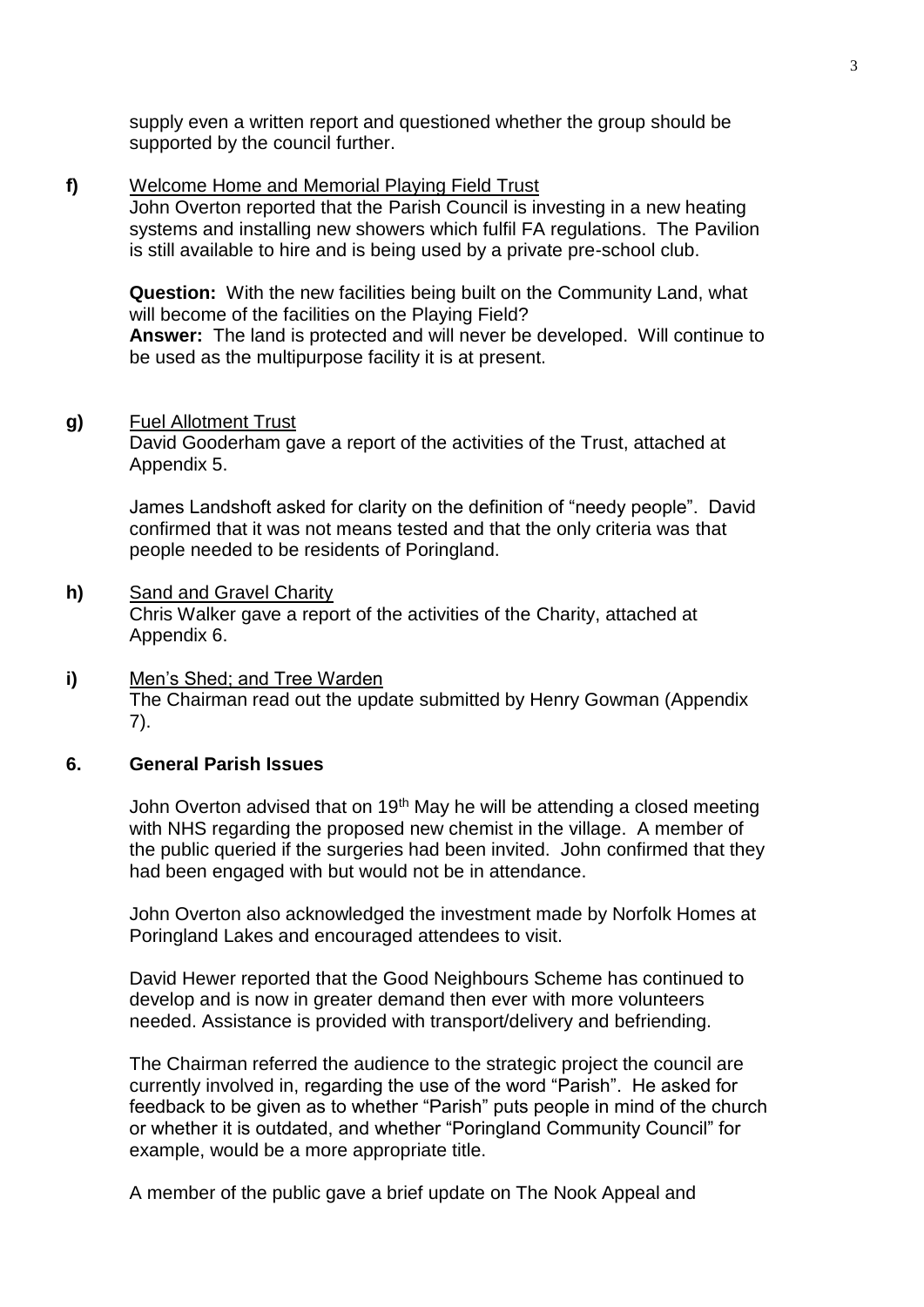supply even a written report and questioned whether the group should be supported by the council further.

**f)** Welcome Home and Memorial Playing Field Trust

John Overton reported that the Parish Council is investing in a new heating systems and installing new showers which fulfil FA regulations. The Pavilion is still available to hire and is being used by a private pre-school club.

**Question:** With the new facilities being built on the Community Land, what will become of the facilities on the Playing Field?
**Answer:** The land is protected and will never be developed. Will continue to be used as the multipurpose facility it is at present.

**g)** Fuel Allotment Trust

David Gooderham gave a report of the activities of the Trust, attached at Appendix 5.

James Landshoft asked for clarity on the definition of "needy people". David confirmed that it was not means tested and that the only criteria was that people needed to be residents of Poringland.

**h)** Sand and Gravel Charity

Chris Walker gave a report of the activities of the Charity, attached at Appendix 6.

**i)** Men's Shed; and Tree Warden

The Chairman read out the update submitted by Henry Gowman (Appendix 7).

## 6. General Parish Issues

John Overton advised that on 19th May he will be attending a closed meeting with NHS regarding the proposed new chemist in the village. A member of the public queried if the surgeries had been invited. John confirmed that they had been engaged with but would not be in attendance.

John Overton also acknowledged the investment made by Norfolk Homes at Poringland Lakes and encouraged attendees to visit.

David Hewer reported that the Good Neighbours Scheme has continued to develop and is now in greater demand then ever with more volunteers needed. Assistance is provided with transport/delivery and befriending.

The Chairman referred the audience to the strategic project the council are currently involved in, regarding the use of the word "Parish". He asked for feedback to be given as to whether "Parish" puts people in mind of the church or whether it is outdated, and whether "Poringland Community Council" for example, would be a more appropriate title.

A member of the public gave a brief update on The Nook Appeal and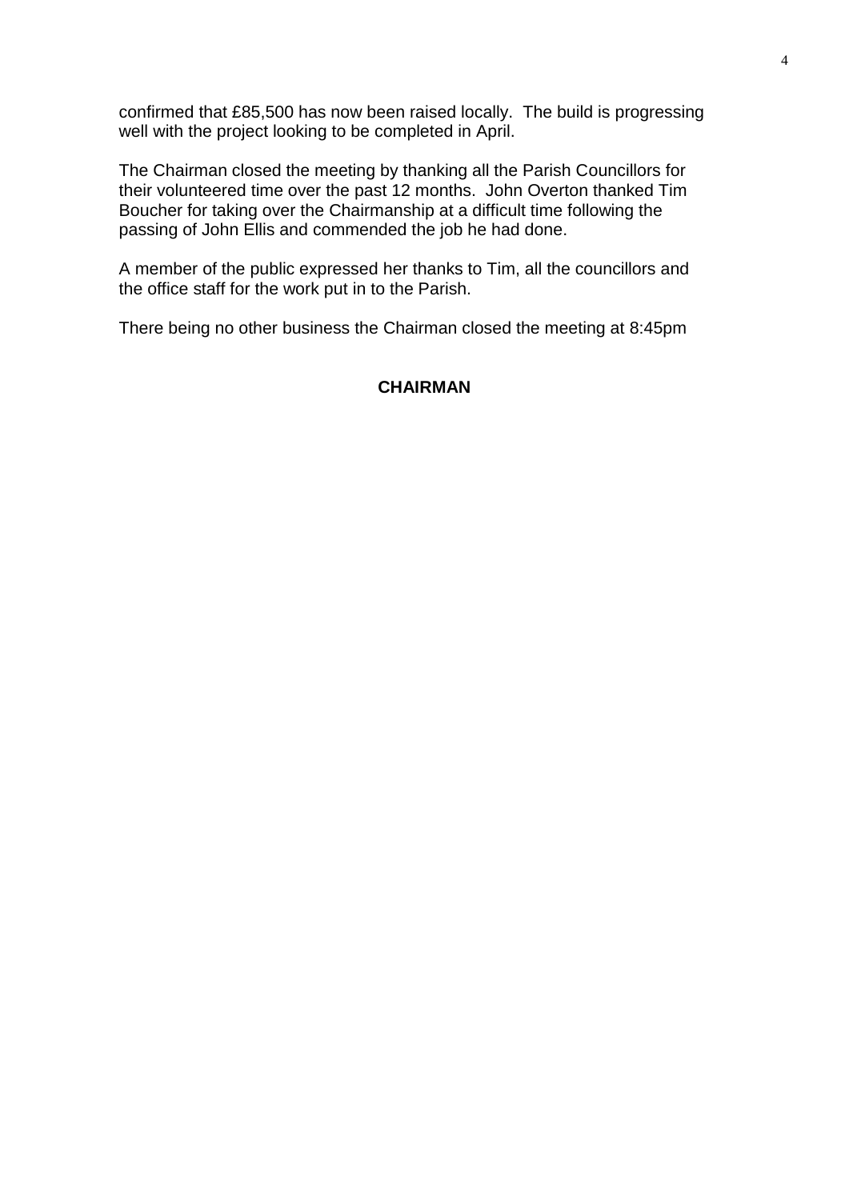confirmed that £85,500 has now been raised locally.  The build is progressing well with the project looking to be completed in April.

The Chairman closed the meeting by thanking all the Parish Councillors for their volunteered time over the past 12 months.  John Overton thanked Tim Boucher for taking over the Chairmanship at a difficult time following the passing of John Ellis and commended the job he had done.

A member of the public expressed her thanks to Tim, all the councillors and the office staff for the work put in to the Parish.

There being no other business the Chairman closed the meeting at 8:45pm

**CHAIRMAN**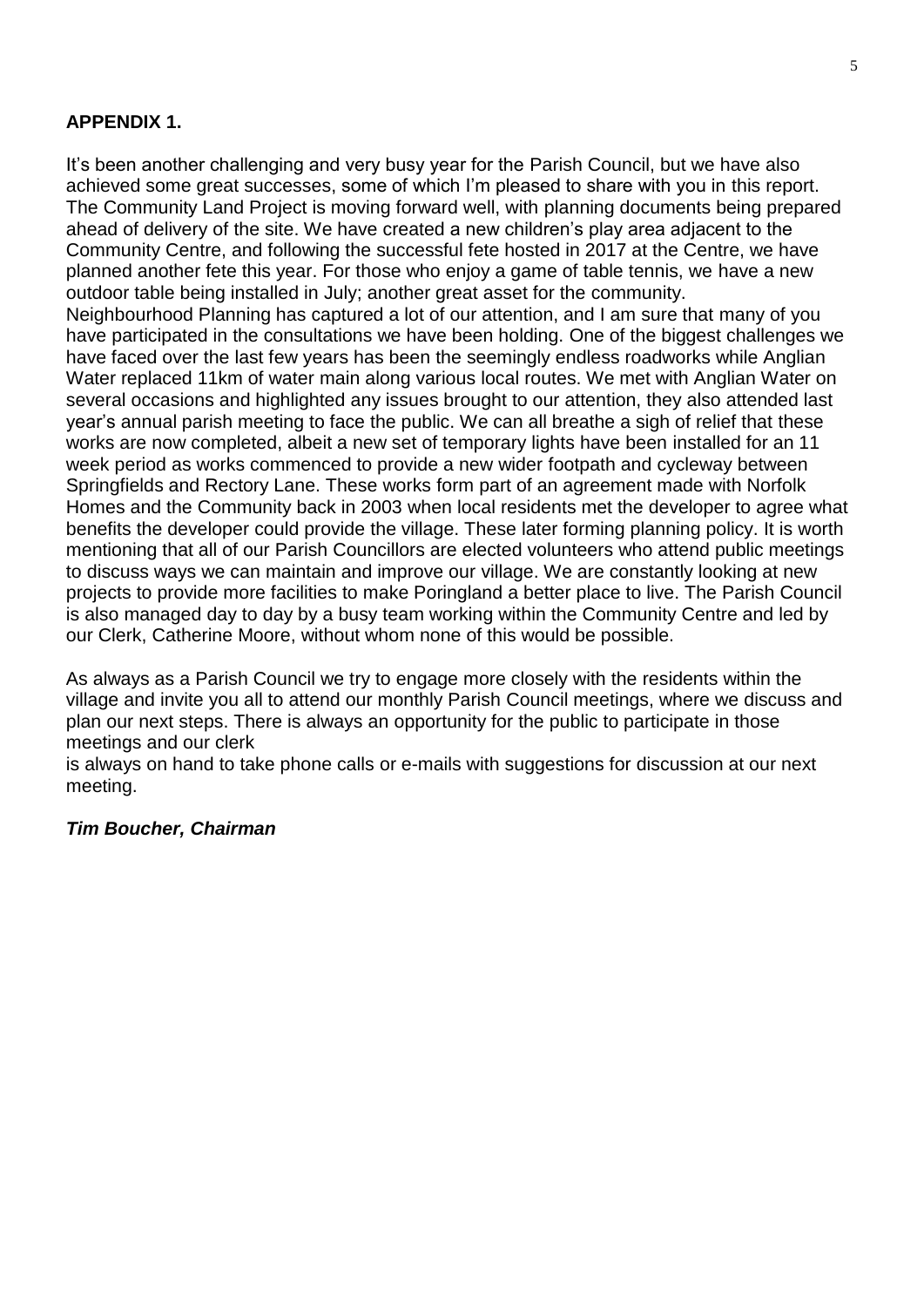**APPENDIX 1.**

It's been another challenging and very busy year for the Parish Council, but we have also achieved some great successes, some of which I'm pleased to share with you in this report. The Community Land Project is moving forward well, with planning documents being prepared ahead of delivery of the site. We have created a new children's play area adjacent to the Community Centre, and following the successful fete hosted in 2017 at the Centre, we have planned another fete this year. For those who enjoy a game of table tennis, we have a new outdoor table being installed in July; another great asset for the community.
Neighbourhood Planning has captured a lot of our attention, and I am sure that many of you have participated in the consultations we have been holding. One of the biggest challenges we have faced over the last few years has been the seemingly endless roadworks while Anglian Water replaced 11km of water main along various local routes. We met with Anglian Water on several occasions and highlighted any issues brought to our attention, they also attended last year's annual parish meeting to face the public. We can all breathe a sigh of relief that these works are now completed, albeit a new set of temporary lights have been installed for an 11 week period as works commenced to provide a new wider footpath and cycleway between Springfields and Rectory Lane. These works form part of an agreement made with Norfolk Homes and the Community back in 2003 when local residents met the developer to agree what benefits the developer could provide the village. These later forming planning policy. It is worth mentioning that all of our Parish Councillors are elected volunteers who attend public meetings to discuss ways we can maintain and improve our village. We are constantly looking at new projects to provide more facilities to make Poringland a better place to live. The Parish Council is also managed day to day by a busy team working within the Community Centre and led by our Clerk, Catherine Moore, without whom none of this would be possible.

As always as a Parish Council we try to engage more closely with the residents within the village and invite you all to attend our monthly Parish Council meetings, where we discuss and plan our next steps. There is always an opportunity for the public to participate in those meetings and our clerk
is always on hand to take phone calls or e-mails with suggestions for discussion at our next meeting.

***Tim Boucher, Chairman***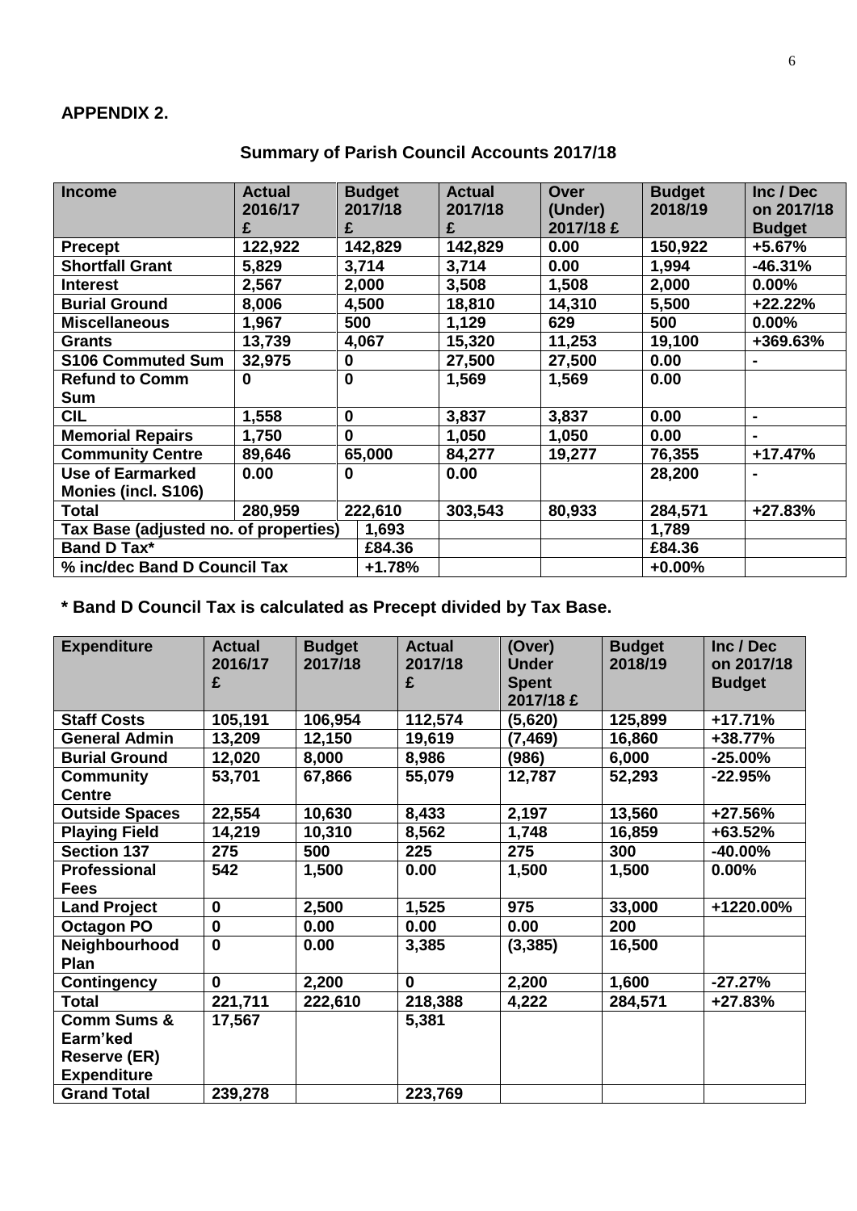**APPENDIX 2.**

## Summary of Parish Council Accounts 2017/18

| Income | Actual 2016/17 £ | Budget 2017/18 £ | Actual 2017/18 £ | Over (Under) 2017/18 £ | Budget 2018/19 | Inc / Dec on 2017/18 Budget |
|---|---|---|---|---|---|---|
| **Precept** | **122,922** | **142,829** | **142,829** | **0.00** | **150,922** | **+5.67%** |
| **Shortfall Grant** | **5,829** | **3,714** | **3,714** | **0.00** | **1,994** | **-46.31%** |
| **Interest** | **2,567** | **2,000** | **3,508** | **1,508** | **2,000** | **0.00%** |
| **Burial Ground** | **8,006** | **4,500** | **18,810** | **14,310** | **5,500** | **+22.22%** |
| **Miscellaneous** | **1,967** | **500** | **1,129** | **629** | **500** | **0.00%** |
| **Grants** | **13,739** | **4,067** | **15,320** | **11,253** | **19,100** | **+369.63%** |
| **S106 Commuted Sum** | **32,975** | **0** | **27,500** | **27,500** | **0.00** | **-** |
| **Refund to Comm Sum** | **0** | **0** | **1,569** | **1,569** | **0.00** | |
| **CIL** | **1,558** | **0** | **3,837** | **3,837** | **0.00** | **-** |
| **Memorial Repairs** | **1,750** | **0** | **1,050** | **1,050** | **0.00** | **-** |
| **Community Centre** | **89,646** | **65,000** | **84,277** | **19,277** | **76,355** | **+17.47%** |
| **Use of Earmarked Monies (incl. S106)** | **0.00** | **0** | **0.00** | | **28,200** | **-** |
| **Total** | **280,959** | **222,610** | **303,543** | **80,933** | **284,571** | **+27.83%** |
| **Tax Base (adjusted no. of properties)** | | **1,693** | | | **1,789** | |
| **Band D Tax*** | | **£84.36** | | | **£84.36** | |
| **% inc/dec Band D Council Tax** | | **+1.78%** | | | **+0.00%** | |

**\* Band D Council Tax is calculated as Precept divided by Tax Base.**

| Expenditure | Actual 2016/17 £ | Budget 2017/18 | Actual 2017/18 £ | (Over) Under Spent 2017/18 £ | Budget 2018/19 | Inc / Dec on 2017/18 Budget |
|---|---|---|---|---|---|---|
| **Staff Costs** | **105,191** | **106,954** | **112,574** | **(5,620)** | **125,899** | **+17.71%** |
| **General Admin** | **13,209** | **12,150** | **19,619** | **(7,469)** | **16,860** | **+38.77%** |
| **Burial Ground** | **12,020** | **8,000** | **8,986** | **(986)** | **6,000** | **-25.00%** |
| **Community Centre** | **53,701** | **67,866** | **55,079** | **12,787** | **52,293** | **-22.95%** |
| **Outside Spaces** | **22,554** | **10,630** | **8,433** | **2,197** | **13,560** | **+27.56%** |
| **Playing Field** | **14,219** | **10,310** | **8,562** | **1,748** | **16,859** | **+63.52%** |
| **Section 137** | **275** | **500** | **225** | **275** | **300** | **-40.00%** |
| **Professional Fees** | **542** | **1,500** | **0.00** | **1,500** | **1,500** | **0.00%** |
| **Land Project** | **0** | **2,500** | **1,525** | **975** | **33,000** | **+1220.00%** |
| **Octagon PO** | **0** | **0.00** | **0.00** | **0.00** | **200** | |
| **Neighbourhood Plan** | **0** | **0.00** | **3,385** | **(3,385)** | **16,500** | |
| **Contingency** | **0** | **2,200** | **0** | **2,200** | **1,600** | **-27.27%** |
| **Total** | **221,711** | **222,610** | **218,388** | **4,222** | **284,571** | **+27.83%** |
| **Comm Sums & Earm'ked Reserve (ER) Expenditure** | **17,567** | | **5,381** | | | |
| **Grand Total** | **239,278** | | **223,769** | | | |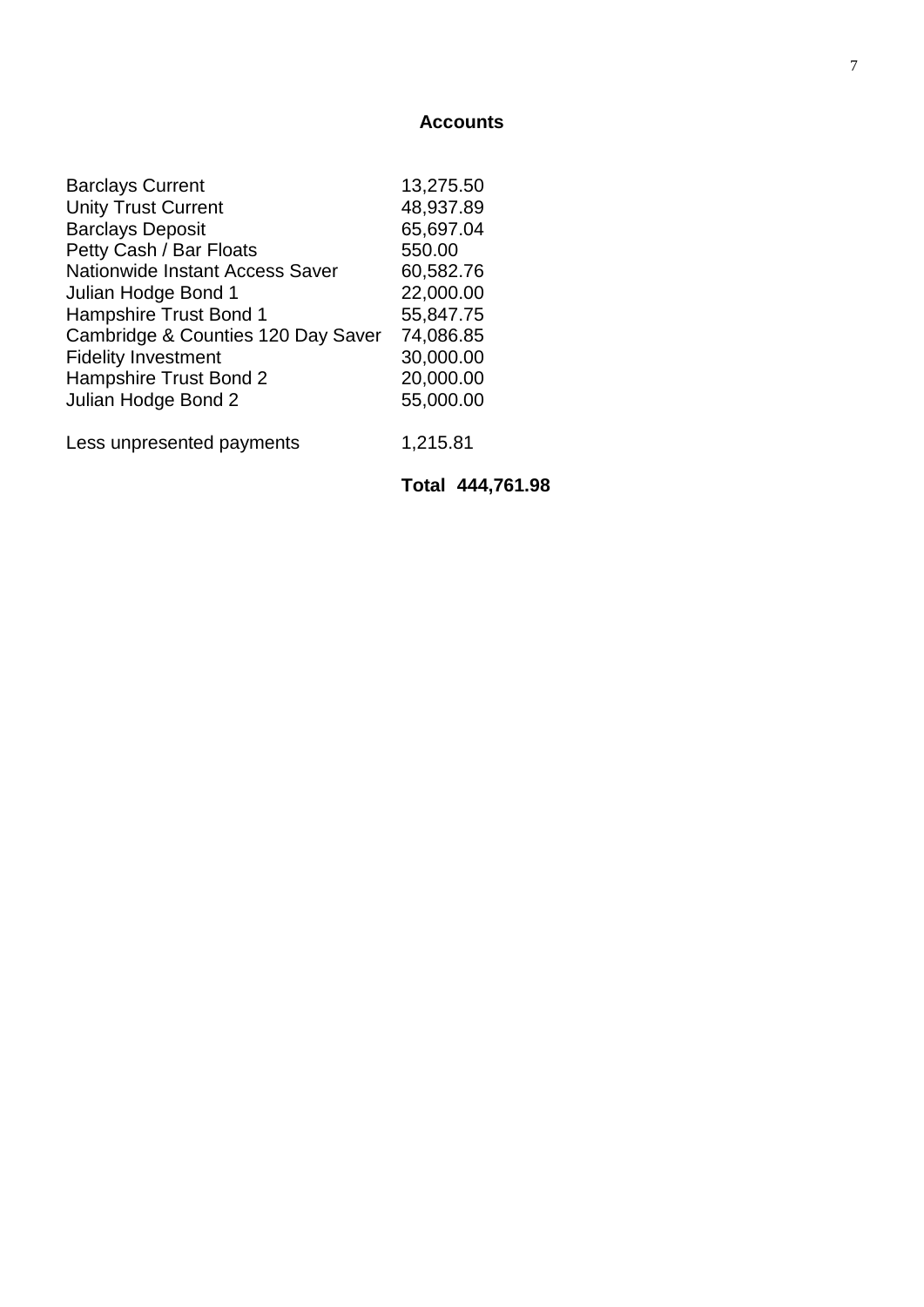## Accounts

| | |
|---|---|
| Barclays Current | 13,275.50 |
| Unity Trust Current | 48,937.89 |
| Barclays Deposit | 65,697.04 |
| Petty Cash / Bar Floats | 550.00 |
| Nationwide Instant Access Saver | 60,582.76 |
| Julian Hodge Bond 1 | 22,000.00 |
| Hampshire Trust Bond 1 | 55,847.75 |
| Cambridge & Counties 120 Day Saver | 74,086.85 |
| Fidelity Investment | 30,000.00 |
| Hampshire Trust Bond 2 | 20,000.00 |
| Julian Hodge Bond 2 | 55,000.00 |
| | |
| Less unpresented payments | 1,215.81 |
| | |
| | **Total 444,761.98** |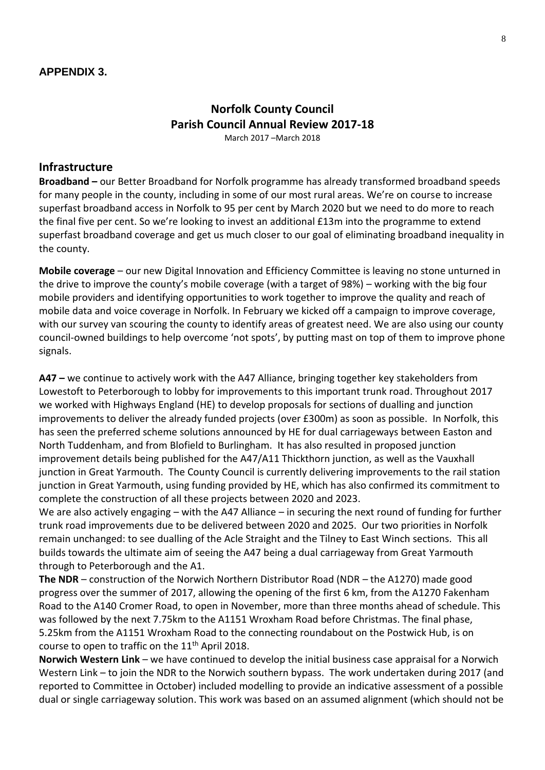**APPENDIX 3.**

# Norfolk County Council
# Parish Council Annual Review 2017-18

March 2017 –March 2018

## Infrastructure

**Broadband –** our Better Broadband for Norfolk programme has already transformed broadband speeds for many people in the county, including in some of our most rural areas. We're on course to increase superfast broadband access in Norfolk to 95 per cent by March 2020 but we need to do more to reach the final five per cent. So we're looking to invest an additional £13m into the programme to extend superfast broadband coverage and get us much closer to our goal of eliminating broadband inequality in the county.

**Mobile coverage** – our new Digital Innovation and Efficiency Committee is leaving no stone unturned in the drive to improve the county's mobile coverage (with a target of 98%) – working with the big four mobile providers and identifying opportunities to work together to improve the quality and reach of mobile data and voice coverage in Norfolk. In February we kicked off a campaign to improve coverage, with our survey van scouring the county to identify areas of greatest need. We are also using our county council-owned buildings to help overcome 'not spots', by putting mast on top of them to improve phone signals.

**A47 –** we continue to actively work with the A47 Alliance, bringing together key stakeholders from Lowestoft to Peterborough to lobby for improvements to this important trunk road. Throughout 2017 we worked with Highways England (HE) to develop proposals for sections of dualling and junction improvements to deliver the already funded projects (over £300m) as soon as possible. In Norfolk, this has seen the preferred scheme solutions announced by HE for dual carriageways between Easton and North Tuddenham, and from Blofield to Burlingham. It has also resulted in proposed junction improvement details being published for the A47/A11 Thickthorn junction, as well as the Vauxhall junction in Great Yarmouth. The County Council is currently delivering improvements to the rail station junction in Great Yarmouth, using funding provided by HE, which has also confirmed its commitment to complete the construction of all these projects between 2020 and 2023.

We are also actively engaging – with the A47 Alliance – in securing the next round of funding for further trunk road improvements due to be delivered between 2020 and 2025. Our two priorities in Norfolk remain unchanged: to see dualling of the Acle Straight and the Tilney to East Winch sections. This all builds towards the ultimate aim of seeing the A47 being a dual carriageway from Great Yarmouth through to Peterborough and the A1.

**The NDR** – construction of the Norwich Northern Distributor Road (NDR – the A1270) made good progress over the summer of 2017, allowing the opening of the first 6 km, from the A1270 Fakenham Road to the A140 Cromer Road, to open in November, more than three months ahead of schedule. This was followed by the next 7.75km to the A1151 Wroxham Road before Christmas. The final phase, 5.25km from the A1151 Wroxham Road to the connecting roundabout on the Postwick Hub, is on course to open to traffic on the 11th April 2018.

**Norwich Western Link** – we have continued to develop the initial business case appraisal for a Norwich Western Link – to join the NDR to the Norwich southern bypass. The work undertaken during 2017 (and reported to Committee in October) included modelling to provide an indicative assessment of a possible dual or single carriageway solution. This work was based on an assumed alignment (which should not be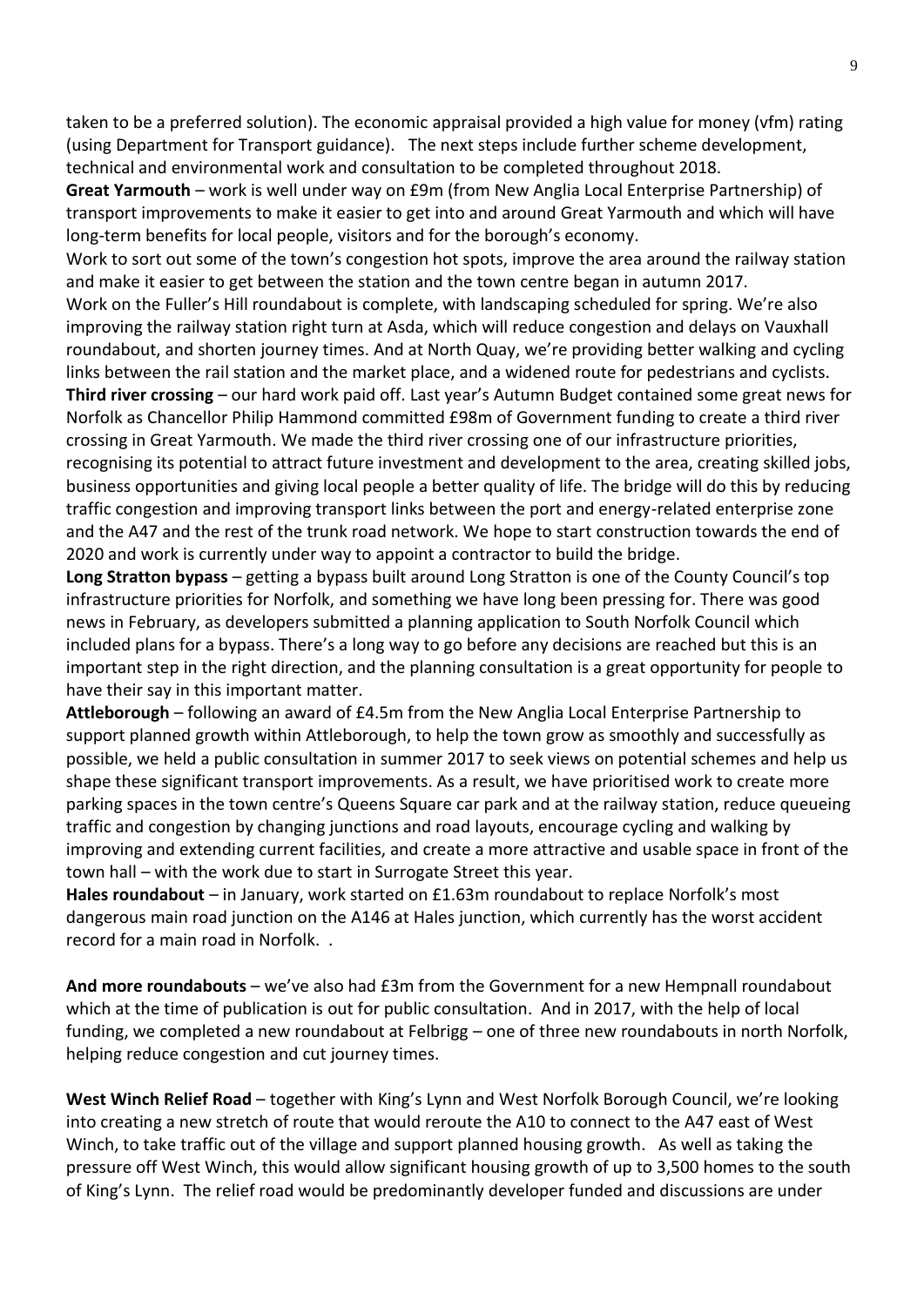taken to be a preferred solution). The economic appraisal provided a high value for money (vfm) rating (using Department for Transport guidance). The next steps include further scheme development, technical and environmental work and consultation to be completed throughout 2018.

**Great Yarmouth** – work is well under way on £9m (from New Anglia Local Enterprise Partnership) of transport improvements to make it easier to get into and around Great Yarmouth and which will have long-term benefits for local people, visitors and for the borough's economy.

Work to sort out some of the town's congestion hot spots, improve the area around the railway station and make it easier to get between the station and the town centre began in autumn 2017.

Work on the Fuller's Hill roundabout is complete, with landscaping scheduled for spring. We're also improving the railway station right turn at Asda, which will reduce congestion and delays on Vauxhall roundabout, and shorten journey times. And at North Quay, we're providing better walking and cycling links between the rail station and the market place, and a widened route for pedestrians and cyclists.

**Third river crossing** – our hard work paid off. Last year's Autumn Budget contained some great news for Norfolk as Chancellor Philip Hammond committed £98m of Government funding to create a third river crossing in Great Yarmouth. We made the third river crossing one of our infrastructure priorities, recognising its potential to attract future investment and development to the area, creating skilled jobs, business opportunities and giving local people a better quality of life. The bridge will do this by reducing traffic congestion and improving transport links between the port and energy-related enterprise zone and the A47 and the rest of the trunk road network. We hope to start construction towards the end of 2020 and work is currently under way to appoint a contractor to build the bridge.

**Long Stratton bypass** – getting a bypass built around Long Stratton is one of the County Council's top infrastructure priorities for Norfolk, and something we have long been pressing for. There was good news in February, as developers submitted a planning application to South Norfolk Council which included plans for a bypass. There's a long way to go before any decisions are reached but this is an important step in the right direction, and the planning consultation is a great opportunity for people to have their say in this important matter.

**Attleborough** – following an award of £4.5m from the New Anglia Local Enterprise Partnership to support planned growth within Attleborough, to help the town grow as smoothly and successfully as possible, we held a public consultation in summer 2017 to seek views on potential schemes and help us shape these significant transport improvements. As a result, we have prioritised work to create more parking spaces in the town centre's Queens Square car park and at the railway station, reduce queueing traffic and congestion by changing junctions and road layouts, encourage cycling and walking by improving and extending current facilities, and create a more attractive and usable space in front of the town hall – with the work due to start in Surrogate Street this year.

**Hales roundabout** – in January, work started on £1.63m roundabout to replace Norfolk's most dangerous main road junction on the A146 at Hales junction, which currently has the worst accident record for a main road in Norfolk. .

**And more roundabouts** – we've also had £3m from the Government for a new Hempnall roundabout which at the time of publication is out for public consultation. And in 2017, with the help of local funding, we completed a new roundabout at Felbrigg – one of three new roundabouts in north Norfolk, helping reduce congestion and cut journey times.

**West Winch Relief Road** – together with King's Lynn and West Norfolk Borough Council, we're looking into creating a new stretch of route that would reroute the A10 to connect to the A47 east of West Winch, to take traffic out of the village and support planned housing growth. As well as taking the pressure off West Winch, this would allow significant housing growth of up to 3,500 homes to the south of King's Lynn. The relief road would be predominantly developer funded and discussions are under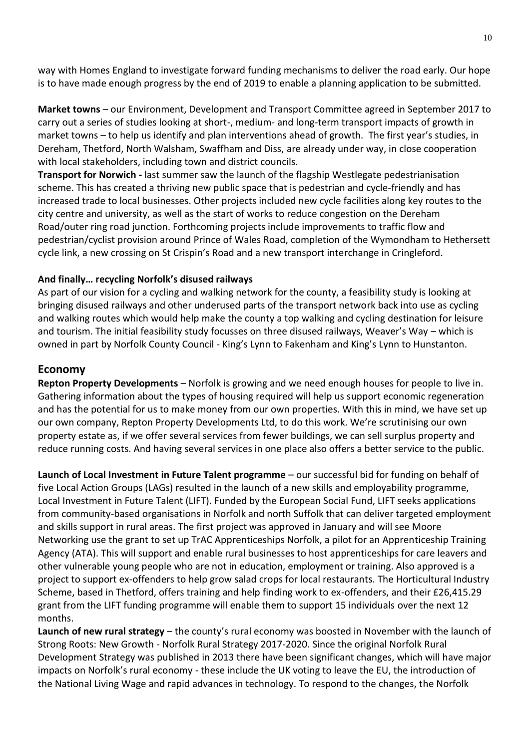way with Homes England to investigate forward funding mechanisms to deliver the road early. Our hope is to have made enough progress by the end of 2019 to enable a planning application to be submitted.

**Market towns** – our Environment, Development and Transport Committee agreed in September 2017 to carry out a series of studies looking at short-, medium- and long-term transport impacts of growth in market towns – to help us identify and plan interventions ahead of growth. The first year's studies, in Dereham, Thetford, North Walsham, Swaffham and Diss, are already under way, in close cooperation with local stakeholders, including town and district councils.

**Transport for Norwich -** last summer saw the launch of the flagship Westlegate pedestrianisation scheme. This has created a thriving new public space that is pedestrian and cycle-friendly and has increased trade to local businesses. Other projects included new cycle facilities along key routes to the city centre and university, as well as the start of works to reduce congestion on the Dereham Road/outer ring road junction. Forthcoming projects include improvements to traffic flow and pedestrian/cyclist provision around Prince of Wales Road, completion of the Wymondham to Hethersett cycle link, a new crossing on St Crispin's Road and a new transport interchange in Cringleford.

**And finally… recycling Norfolk's disused railways**

As part of our vision for a cycling and walking network for the county, a feasibility study is looking at bringing disused railways and other underused parts of the transport network back into use as cycling and walking routes which would help make the county a top walking and cycling destination for leisure and tourism. The initial feasibility study focusses on three disused railways, Weaver's Way – which is owned in part by Norfolk County Council - King's Lynn to Fakenham and King's Lynn to Hunstanton.

## Economy

**Repton Property Developments** – Norfolk is growing and we need enough houses for people to live in. Gathering information about the types of housing required will help us support economic regeneration and has the potential for us to make money from our own properties. With this in mind, we have set up our own company, Repton Property Developments Ltd, to do this work. We're scrutinising our own property estate as, if we offer several services from fewer buildings, we can sell surplus property and reduce running costs. And having several services in one place also offers a better service to the public.

**Launch of Local Investment in Future Talent programme** – our successful bid for funding on behalf of five Local Action Groups (LAGs) resulted in the launch of a new skills and employability programme, Local Investment in Future Talent (LIFT). Funded by the European Social Fund, LIFT seeks applications from community-based organisations in Norfolk and north Suffolk that can deliver targeted employment and skills support in rural areas. The first project was approved in January and will see Moore Networking use the grant to set up TrAC Apprenticeships Norfolk, a pilot for an Apprenticeship Training Agency (ATA). This will support and enable rural businesses to host apprenticeships for care leavers and other vulnerable young people who are not in education, employment or training. Also approved is a project to support ex-offenders to help grow salad crops for local restaurants. The Horticultural Industry Scheme, based in Thetford, offers training and help finding work to ex-offenders, and their £26,415.29 grant from the LIFT funding programme will enable them to support 15 individuals over the next 12 months.

**Launch of new rural strategy** – the county's rural economy was boosted in November with the launch of Strong Roots: New Growth - Norfolk Rural Strategy 2017-2020. Since the original Norfolk Rural Development Strategy was published in 2013 there have been significant changes, which will have major impacts on Norfolk's rural economy - these include the UK voting to leave the EU, the introduction of the National Living Wage and rapid advances in technology. To respond to the changes, the Norfolk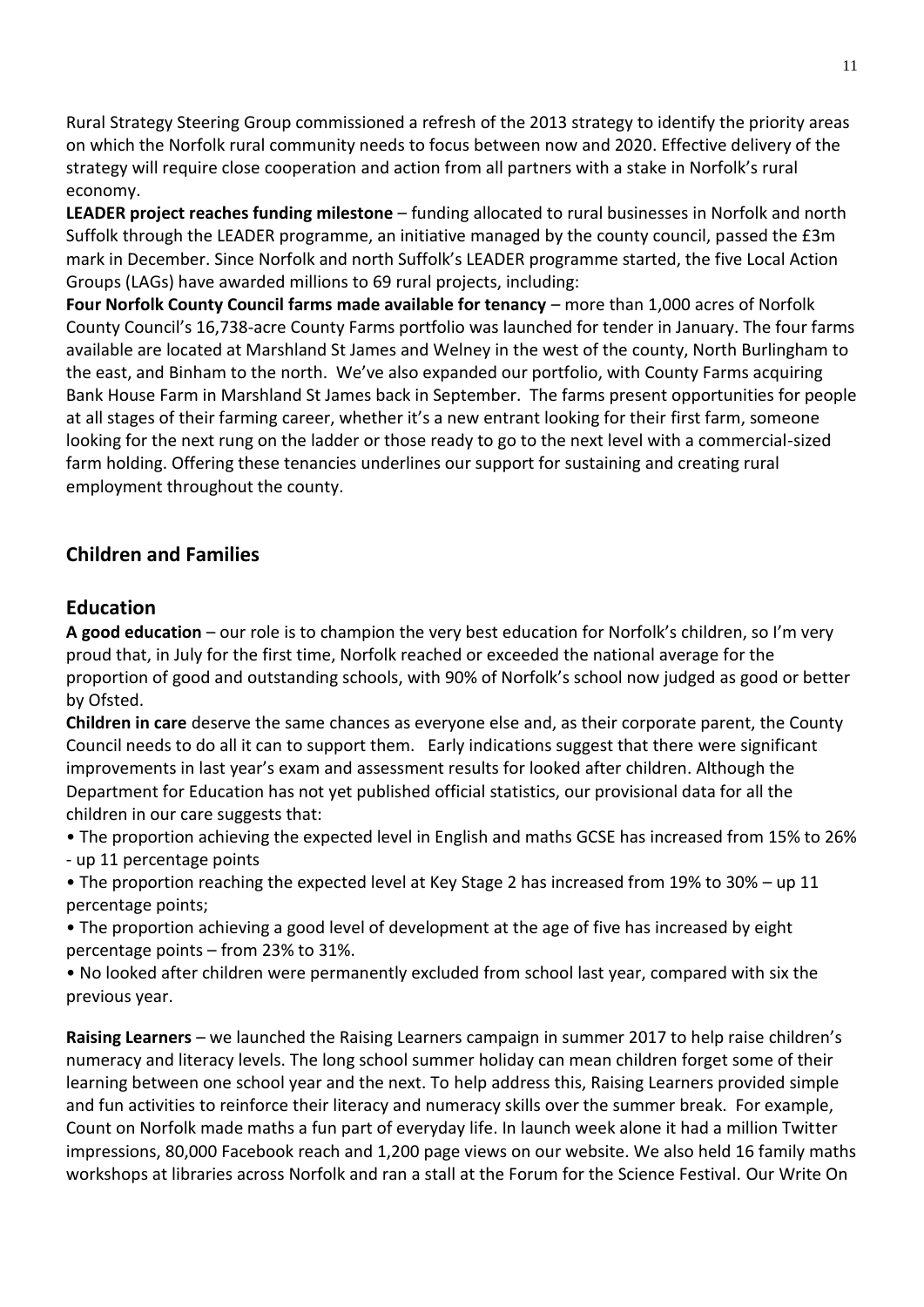Rural Strategy Steering Group commissioned a refresh of the 2013 strategy to identify the priority areas on which the Norfolk rural community needs to focus between now and 2020. Effective delivery of the strategy will require close cooperation and action from all partners with a stake in Norfolk's rural economy.

**LEADER project reaches funding milestone** – funding allocated to rural businesses in Norfolk and north Suffolk through the LEADER programme, an initiative managed by the county council, passed the £3m mark in December. Since Norfolk and north Suffolk's LEADER programme started, the five Local Action Groups (LAGs) have awarded millions to 69 rural projects, including:

**Four Norfolk County Council farms made available for tenancy** – more than 1,000 acres of Norfolk County Council's 16,738-acre County Farms portfolio was launched for tender in January. The four farms available are located at Marshland St James and Welney in the west of the county, North Burlingham to the east, and Binham to the north. We've also expanded our portfolio, with County Farms acquiring Bank House Farm in Marshland St James back in September. The farms present opportunities for people at all stages of their farming career, whether it's a new entrant looking for their first farm, someone looking for the next rung on the ladder or those ready to go to the next level with a commercial-sized farm holding. Offering these tenancies underlines our support for sustaining and creating rural employment throughout the county.

## Children and Families

## Education

**A good education** – our role is to champion the very best education for Norfolk's children, so I'm very proud that, in July for the first time, Norfolk reached or exceeded the national average for the proportion of good and outstanding schools, with 90% of Norfolk's school now judged as good or better by Ofsted.

**Children in care** deserve the same chances as everyone else and, as their corporate parent, the County Council needs to do all it can to support them. Early indications suggest that there were significant improvements in last year's exam and assessment results for looked after children. Although the Department for Education has not yet published official statistics, our provisional data for all the children in our care suggests that:

- The proportion achieving the expected level in English and maths GCSE has increased from 15% to 26% - up 11 percentage points
- The proportion reaching the expected level at Key Stage 2 has increased from 19% to 30% – up 11 percentage points;
- The proportion achieving a good level of development at the age of five has increased by eight percentage points – from 23% to 31%.
- No looked after children were permanently excluded from school last year, compared with six the previous year.

**Raising Learners** – we launched the Raising Learners campaign in summer 2017 to help raise children's numeracy and literacy levels. The long school summer holiday can mean children forget some of their learning between one school year and the next. To help address this, Raising Learners provided simple and fun activities to reinforce their literacy and numeracy skills over the summer break. For example, Count on Norfolk made maths a fun part of everyday life. In launch week alone it had a million Twitter impressions, 80,000 Facebook reach and 1,200 page views on our website. We also held 16 family maths workshops at libraries across Norfolk and ran a stall at the Forum for the Science Festival. Our Write On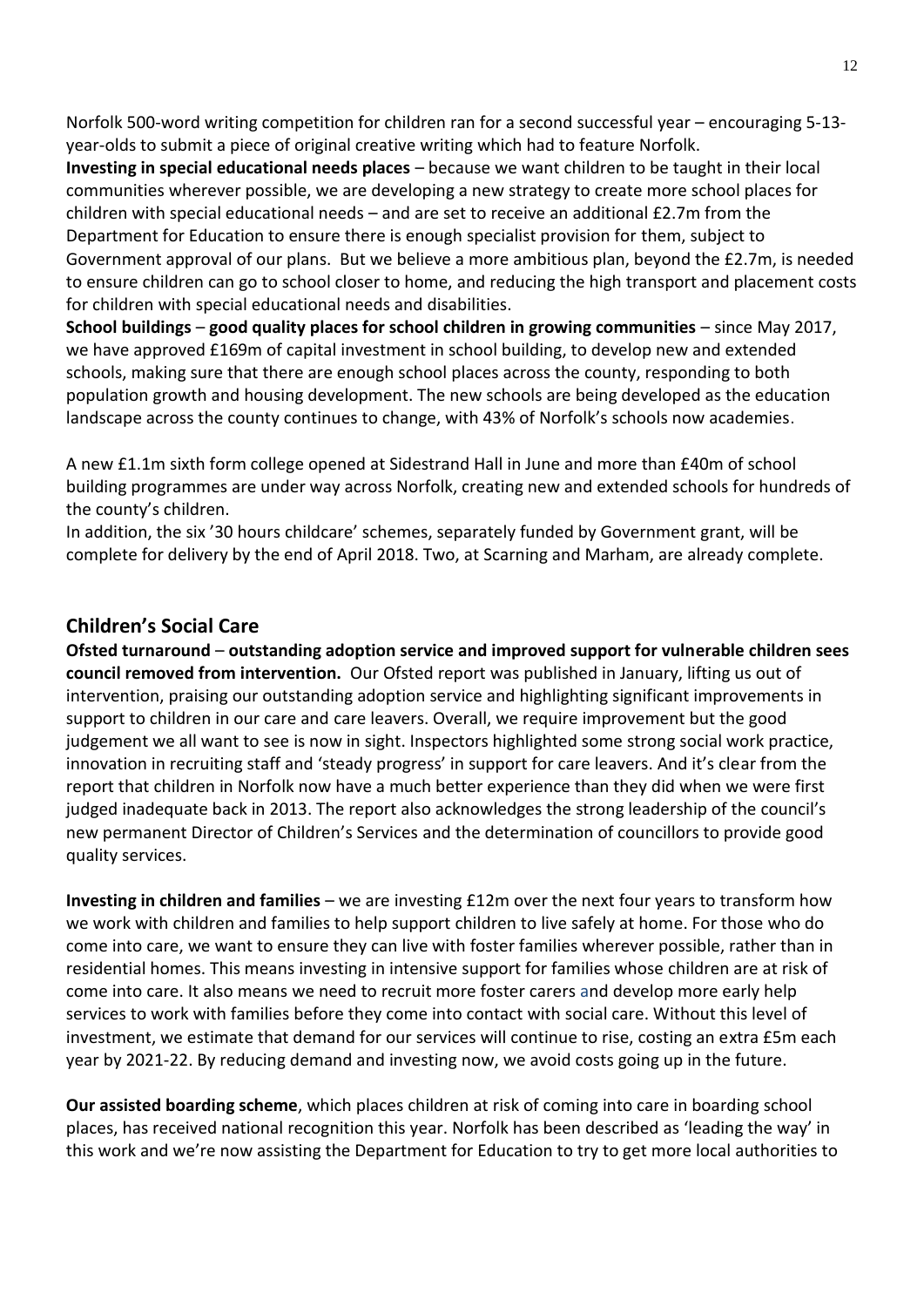Norfolk 500-word writing competition for children ran for a second successful year – encouraging 5-13-year-olds to submit a piece of original creative writing which had to feature Norfolk.

**Investing in special educational needs places** – because we want children to be taught in their local communities wherever possible, we are developing a new strategy to create more school places for children with special educational needs – and are set to receive an additional £2.7m from the Department for Education to ensure there is enough specialist provision for them, subject to Government approval of our plans. But we believe a more ambitious plan, beyond the £2.7m, is needed to ensure children can go to school closer to home, and reducing the high transport and placement costs for children with special educational needs and disabilities.

**School buildings** – **good quality places for school children in growing communities** – since May 2017, we have approved £169m of capital investment in school building, to develop new and extended schools, making sure that there are enough school places across the county, responding to both population growth and housing development. The new schools are being developed as the education landscape across the county continues to change, with 43% of Norfolk's schools now academies.

A new £1.1m sixth form college opened at Sidestrand Hall in June and more than £40m of school building programmes are under way across Norfolk, creating new and extended schools for hundreds of the county's children.

In addition, the six '30 hours childcare' schemes, separately funded by Government grant, will be complete for delivery by the end of April 2018. Two, at Scarning and Marham, are already complete.

## Children's Social Care

**Ofsted turnaround** – **outstanding adoption service and improved support for vulnerable children sees council removed from intervention.** Our Ofsted report was published in January, lifting us out of intervention, praising our outstanding adoption service and highlighting significant improvements in support to children in our care and care leavers. Overall, we require improvement but the good judgement we all want to see is now in sight. Inspectors highlighted some strong social work practice, innovation in recruiting staff and 'steady progress' in support for care leavers. And it's clear from the report that children in Norfolk now have a much better experience than they did when we were first judged inadequate back in 2013. The report also acknowledges the strong leadership of the council's new permanent Director of Children's Services and the determination of councillors to provide good quality services.

**Investing in children and families** – we are investing £12m over the next four years to transform how we work with children and families to help support children to live safely at home. For those who do come into care, we want to ensure they can live with foster families wherever possible, rather than in residential homes. This means investing in intensive support for families whose children are at risk of come into care. It also means we need to recruit more foster carers and develop more early help services to work with families before they come into contact with social care. Without this level of investment, we estimate that demand for our services will continue to rise, costing an extra £5m each year by 2021-22. By reducing demand and investing now, we avoid costs going up in the future.

**Our assisted boarding scheme**, which places children at risk of coming into care in boarding school places, has received national recognition this year. Norfolk has been described as 'leading the way' in this work and we're now assisting the Department for Education to try to get more local authorities to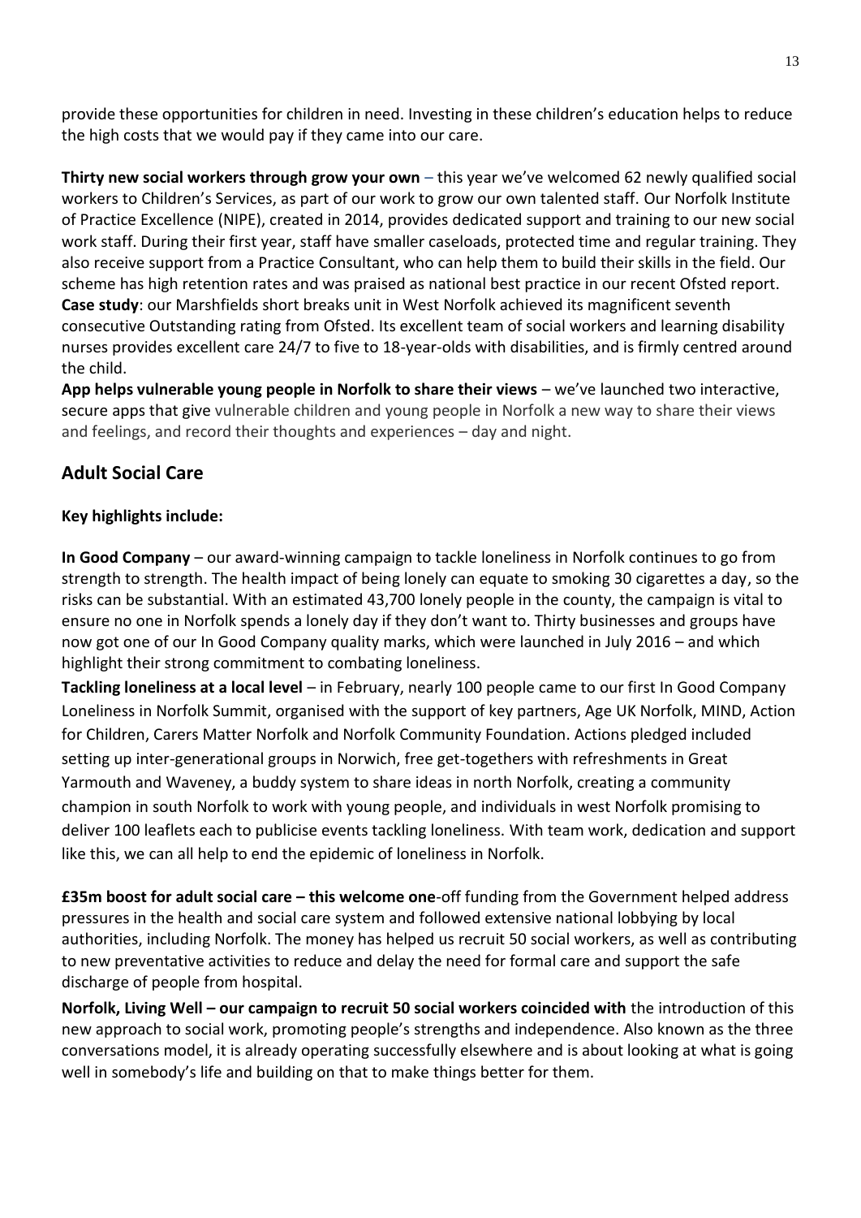provide these opportunities for children in need. Investing in these children's education helps to reduce the high costs that we would pay if they came into our care.

**Thirty new social workers through grow your own** – this year we've welcomed 62 newly qualified social workers to Children's Services, as part of our work to grow our own talented staff. Our Norfolk Institute of Practice Excellence (NIPE), created in 2014, provides dedicated support and training to our new social work staff. During their first year, staff have smaller caseloads, protected time and regular training. They also receive support from a Practice Consultant, who can help them to build their skills in the field. Our scheme has high retention rates and was praised as national best practice in our recent Ofsted report.
**Case study**: our Marshfields short breaks unit in West Norfolk achieved its magnificent seventh consecutive Outstanding rating from Ofsted. Its excellent team of social workers and learning disability nurses provides excellent care 24/7 to five to 18-year-olds with disabilities, and is firmly centred around the child.
**App helps vulnerable young people in Norfolk to share their views** – we've launched two interactive, secure apps that give vulnerable children and young people in Norfolk a new way to share their views and feelings, and record their thoughts and experiences – day and night.

## Adult Social Care

**Key highlights include:**

**In Good Company** – our award-winning campaign to tackle loneliness in Norfolk continues to go from strength to strength. The health impact of being lonely can equate to smoking 30 cigarettes a day, so the risks can be substantial. With an estimated 43,700 lonely people in the county, the campaign is vital to ensure no one in Norfolk spends a lonely day if they don't want to. Thirty businesses and groups have now got one of our In Good Company quality marks, which were launched in July 2016 – and which highlight their strong commitment to combating loneliness.
**Tackling loneliness at a local level** – in February, nearly 100 people came to our first In Good Company Loneliness in Norfolk Summit, organised with the support of key partners, Age UK Norfolk, MIND, Action for Children, Carers Matter Norfolk and Norfolk Community Foundation. Actions pledged included setting up inter-generational groups in Norwich, free get-togethers with refreshments in Great Yarmouth and Waveney, a buddy system to share ideas in north Norfolk, creating a community champion in south Norfolk to work with young people, and individuals in west Norfolk promising to deliver 100 leaflets each to publicise events tackling loneliness. With team work, dedication and support like this, we can all help to end the epidemic of loneliness in Norfolk.

**£35m boost for adult social care – this welcome one**-off funding from the Government helped address pressures in the health and social care system and followed extensive national lobbying by local authorities, including Norfolk. The money has helped us recruit 50 social workers, as well as contributing to new preventative activities to reduce and delay the need for formal care and support the safe discharge of people from hospital.

**Norfolk, Living Well – our campaign to recruit 50 social workers coincided with** the introduction of this new approach to social work, promoting people's strengths and independence. Also known as the three conversations model, it is already operating successfully elsewhere and is about looking at what is going well in somebody's life and building on that to make things better for them.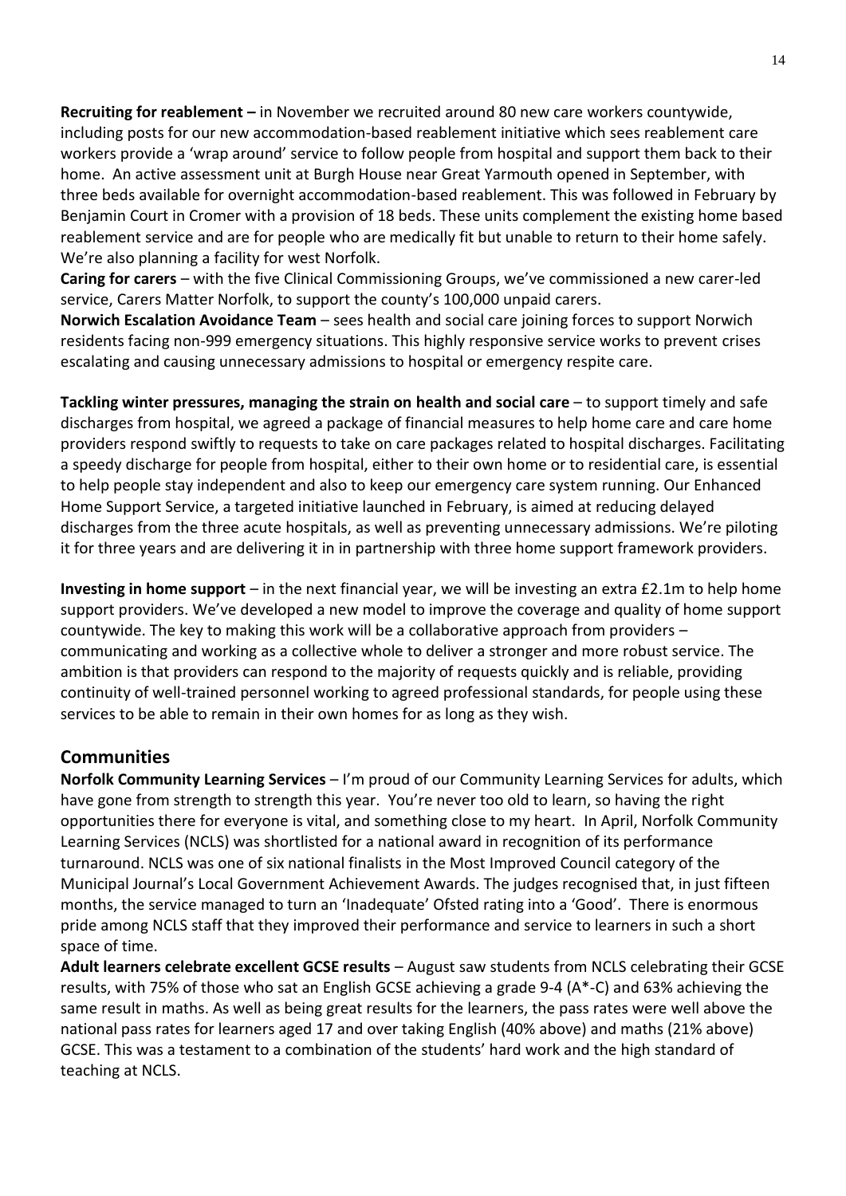**Recruiting for reablement –** in November we recruited around 80 new care workers countywide, including posts for our new accommodation-based reablement initiative which sees reablement care workers provide a 'wrap around' service to follow people from hospital and support them back to their home. An active assessment unit at Burgh House near Great Yarmouth opened in September, with three beds available for overnight accommodation-based reablement. This was followed in February by Benjamin Court in Cromer with a provision of 18 beds. These units complement the existing home based reablement service and are for people who are medically fit but unable to return to their home safely. We're also planning a facility for west Norfolk.

**Caring for carers** – with the five Clinical Commissioning Groups, we've commissioned a new carer-led service, Carers Matter Norfolk, to support the county's 100,000 unpaid carers.

**Norwich Escalation Avoidance Team** – sees health and social care joining forces to support Norwich residents facing non-999 emergency situations. This highly responsive service works to prevent crises escalating and causing unnecessary admissions to hospital or emergency respite care.

**Tackling winter pressures, managing the strain on health and social care** – to support timely and safe discharges from hospital, we agreed a package of financial measures to help home care and care home providers respond swiftly to requests to take on care packages related to hospital discharges. Facilitating a speedy discharge for people from hospital, either to their own home or to residential care, is essential to help people stay independent and also to keep our emergency care system running. Our Enhanced Home Support Service, a targeted initiative launched in February, is aimed at reducing delayed discharges from the three acute hospitals, as well as preventing unnecessary admissions. We're piloting it for three years and are delivering it in in partnership with three home support framework providers.

**Investing in home support** – in the next financial year, we will be investing an extra £2.1m to help home support providers. We've developed a new model to improve the coverage and quality of home support countywide. The key to making this work will be a collaborative approach from providers – communicating and working as a collective whole to deliver a stronger and more robust service. The ambition is that providers can respond to the majority of requests quickly and is reliable, providing continuity of well-trained personnel working to agreed professional standards, for people using these services to be able to remain in their own homes for as long as they wish.

## Communities

**Norfolk Community Learning Services** – I'm proud of our Community Learning Services for adults, which have gone from strength to strength this year. You're never too old to learn, so having the right opportunities there for everyone is vital, and something close to my heart. In April, Norfolk Community Learning Services (NCLS) was shortlisted for a national award in recognition of its performance turnaround. NCLS was one of six national finalists in the Most Improved Council category of the Municipal Journal's Local Government Achievement Awards. The judges recognised that, in just fifteen months, the service managed to turn an 'Inadequate' Ofsted rating into a 'Good'. There is enormous pride among NCLS staff that they improved their performance and service to learners in such a short space of time.

**Adult learners celebrate excellent GCSE results** – August saw students from NCLS celebrating their GCSE results, with 75% of those who sat an English GCSE achieving a grade 9-4 (A*-C) and 63% achieving the same result in maths. As well as being great results for the learners, the pass rates were well above the national pass rates for learners aged 17 and over taking English (40% above) and maths (21% above) GCSE. This was a testament to a combination of the students' hard work and the high standard of teaching at NCLS.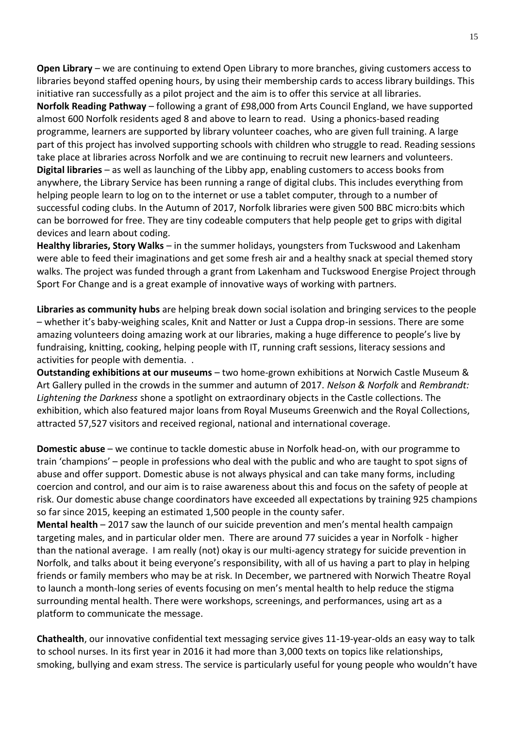**Open Library** – we are continuing to extend Open Library to more branches, giving customers access to libraries beyond staffed opening hours, by using their membership cards to access library buildings. This initiative ran successfully as a pilot project and the aim is to offer this service at all libraries.

**Norfolk Reading Pathway** – following a grant of £98,000 from Arts Council England, we have supported almost 600 Norfolk residents aged 8 and above to learn to read. Using a phonics-based reading programme, learners are supported by library volunteer coaches, who are given full training. A large part of this project has involved supporting schools with children who struggle to read. Reading sessions take place at libraries across Norfolk and we are continuing to recruit new learners and volunteers.

**Digital libraries** – as well as launching of the Libby app, enabling customers to access books from anywhere, the Library Service has been running a range of digital clubs. This includes everything from helping people learn to log on to the internet or use a tablet computer, through to a number of successful coding clubs. In the Autumn of 2017, Norfolk libraries were given 500 BBC micro:bits which can be borrowed for free. They are tiny codeable computers that help people get to grips with digital devices and learn about coding.

**Healthy libraries, Story Walks** – in the summer holidays, youngsters from Tuckswood and Lakenham were able to feed their imaginations and get some fresh air and a healthy snack at special themed story walks. The project was funded through a grant from Lakenham and Tuckswood Energise Project through Sport For Change and is a great example of innovative ways of working with partners.

**Libraries as community hubs** are helping break down social isolation and bringing services to the people – whether it's baby-weighing scales, Knit and Natter or Just a Cuppa drop-in sessions. There are some amazing volunteers doing amazing work at our libraries, making a huge difference to people's live by fundraising, knitting, cooking, helping people with IT, running craft sessions, literacy sessions and activities for people with dementia. .

**Outstanding exhibitions at our museums** – two home-grown exhibitions at Norwich Castle Museum & Art Gallery pulled in the crowds in the summer and autumn of 2017. *Nelson & Norfolk* and *Rembrandt: Lightening the Darkness* shone a spotlight on extraordinary objects in the Castle collections. The exhibition, which also featured major loans from Royal Museums Greenwich and the Royal Collections, attracted 57,527 visitors and received regional, national and international coverage.

**Domestic abuse** – we continue to tackle domestic abuse in Norfolk head-on, with our programme to train 'champions' – people in professions who deal with the public and who are taught to spot signs of abuse and offer support. Domestic abuse is not always physical and can take many forms, including coercion and control, and our aim is to raise awareness about this and focus on the safety of people at risk. Our domestic abuse change coordinators have exceeded all expectations by training 925 champions so far since 2015, keeping an estimated 1,500 people in the county safer.

**Mental health** – 2017 saw the launch of our suicide prevention and men's mental health campaign targeting males, and in particular older men. There are around 77 suicides a year in Norfolk - higher than the national average. I am really (not) okay is our multi-agency strategy for suicide prevention in Norfolk, and talks about it being everyone's responsibility, with all of us having a part to play in helping friends or family members who may be at risk. In December, we partnered with Norwich Theatre Royal to launch a month-long series of events focusing on men's mental health to help reduce the stigma surrounding mental health. There were workshops, screenings, and performances, using art as a platform to communicate the message.

**Chathealth**, our innovative confidential text messaging service gives 11-19-year-olds an easy way to talk to school nurses. In its first year in 2016 it had more than 3,000 texts on topics like relationships, smoking, bullying and exam stress. The service is particularly useful for young people who wouldn't have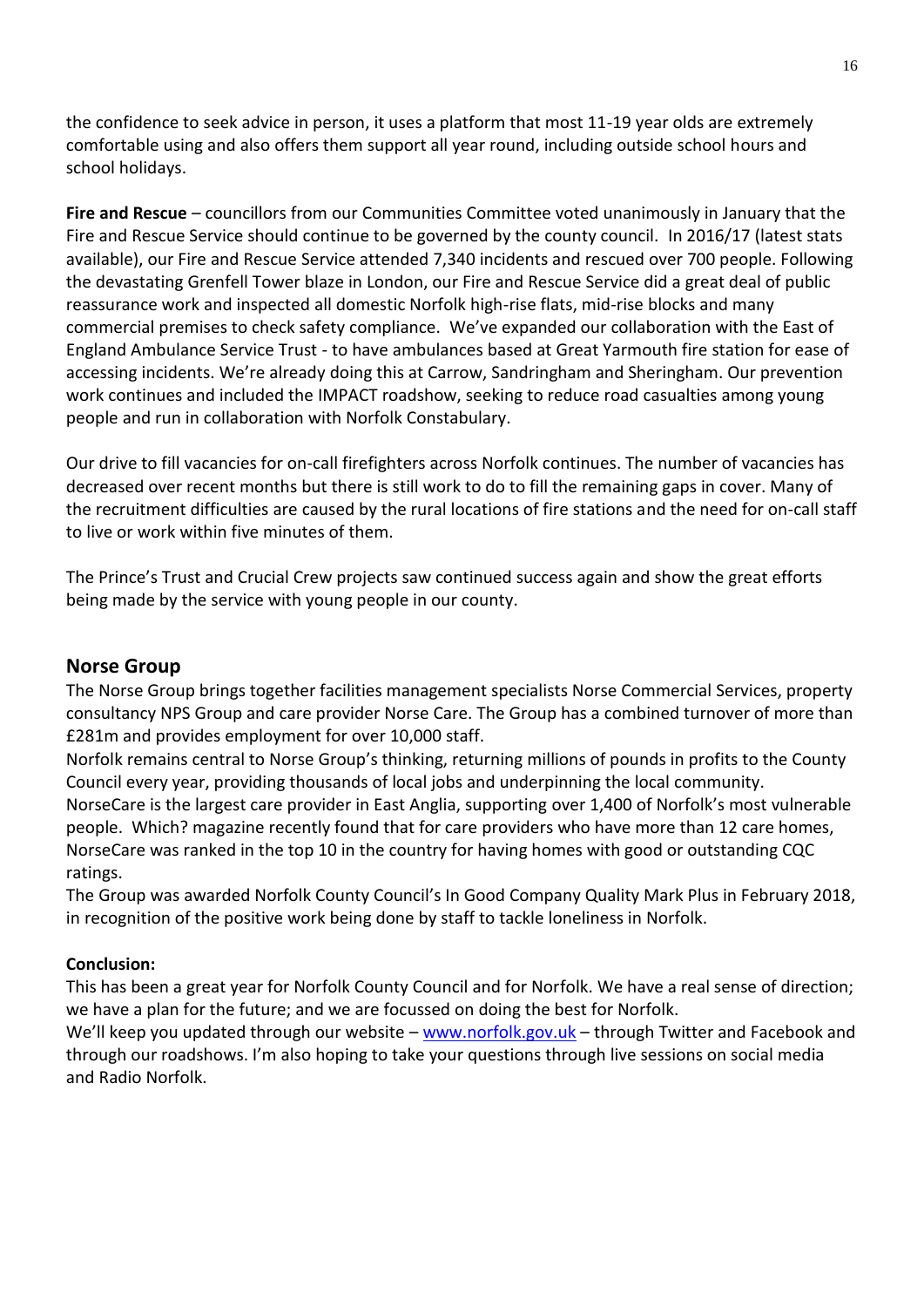the confidence to seek advice in person, it uses a platform that most 11-19 year olds are extremely comfortable using and also offers them support all year round, including outside school hours and school holidays.

**Fire and Rescue** – councillors from our Communities Committee voted unanimously in January that the Fire and Rescue Service should continue to be governed by the county council. In 2016/17 (latest stats available), our Fire and Rescue Service attended 7,340 incidents and rescued over 700 people. Following the devastating Grenfell Tower blaze in London, our Fire and Rescue Service did a great deal of public reassurance work and inspected all domestic Norfolk high-rise flats, mid-rise blocks and many commercial premises to check safety compliance. We've expanded our collaboration with the East of England Ambulance Service Trust - to have ambulances based at Great Yarmouth fire station for ease of accessing incidents. We're already doing this at Carrow, Sandringham and Sheringham. Our prevention work continues and included the IMPACT roadshow, seeking to reduce road casualties among young people and run in collaboration with Norfolk Constabulary.

Our drive to fill vacancies for on-call firefighters across Norfolk continues. The number of vacancies has decreased over recent months but there is still work to do to fill the remaining gaps in cover. Many of the recruitment difficulties are caused by the rural locations of fire stations and the need for on-call staff to live or work within five minutes of them.

The Prince's Trust and Crucial Crew projects saw continued success again and show the great efforts being made by the service with young people in our county.

## Norse Group

The Norse Group brings together facilities management specialists Norse Commercial Services, property consultancy NPS Group and care provider Norse Care. The Group has a combined turnover of more than £281m and provides employment for over 10,000 staff.

Norfolk remains central to Norse Group's thinking, returning millions of pounds in profits to the County Council every year, providing thousands of local jobs and underpinning the local community.

NorseCare is the largest care provider in East Anglia, supporting over 1,400 of Norfolk's most vulnerable people. Which? magazine recently found that for care providers who have more than 12 care homes, NorseCare was ranked in the top 10 in the country for having homes with good or outstanding CQC ratings.

The Group was awarded Norfolk County Council's In Good Company Quality Mark Plus in February 2018, in recognition of the positive work being done by staff to tackle loneliness in Norfolk.

**Conclusion:**

This has been a great year for Norfolk County Council and for Norfolk. We have a real sense of direction; we have a plan for the future; and we are focussed on doing the best for Norfolk.

We'll keep you updated through our website – [www.norfolk.gov.uk](http://www.norfolk.gov.uk) – through Twitter and Facebook and through our roadshows. I'm also hoping to take your questions through live sessions on social media and Radio Norfolk.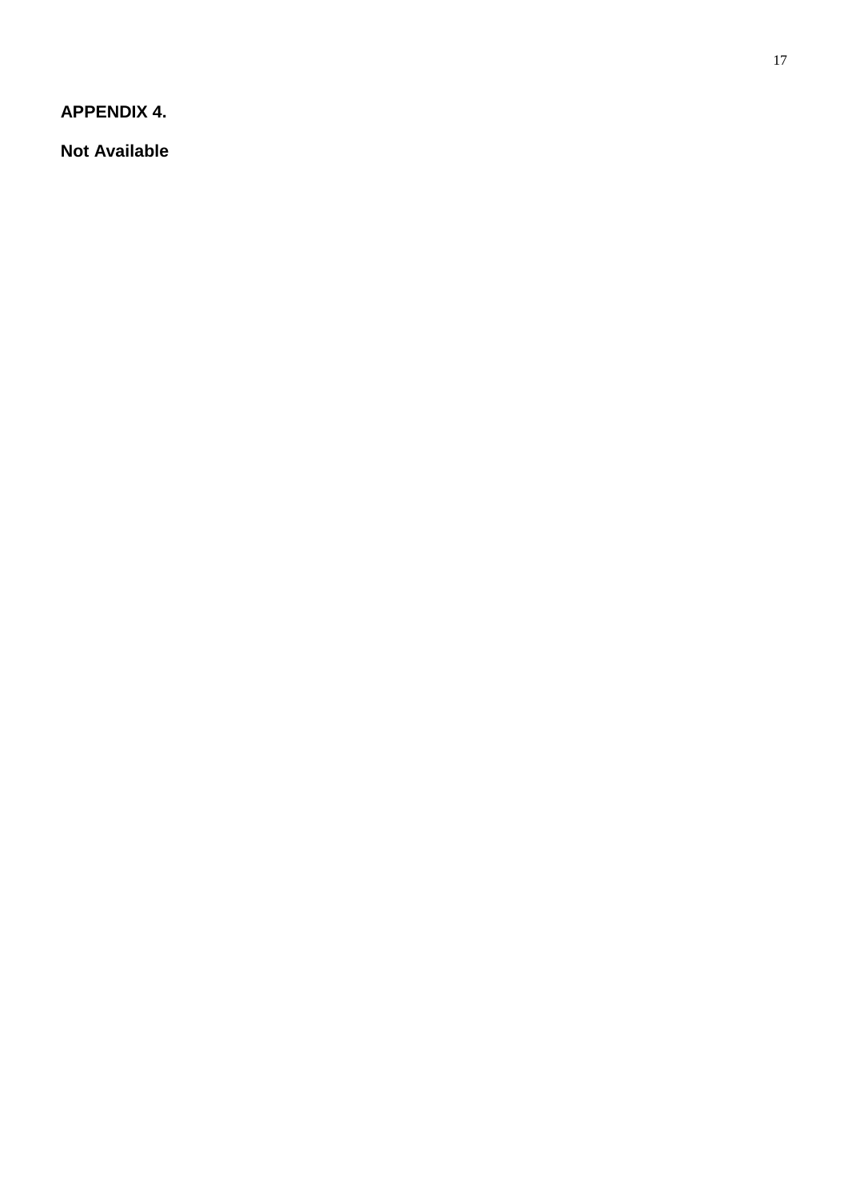## APPENDIX 4.

**Not Available**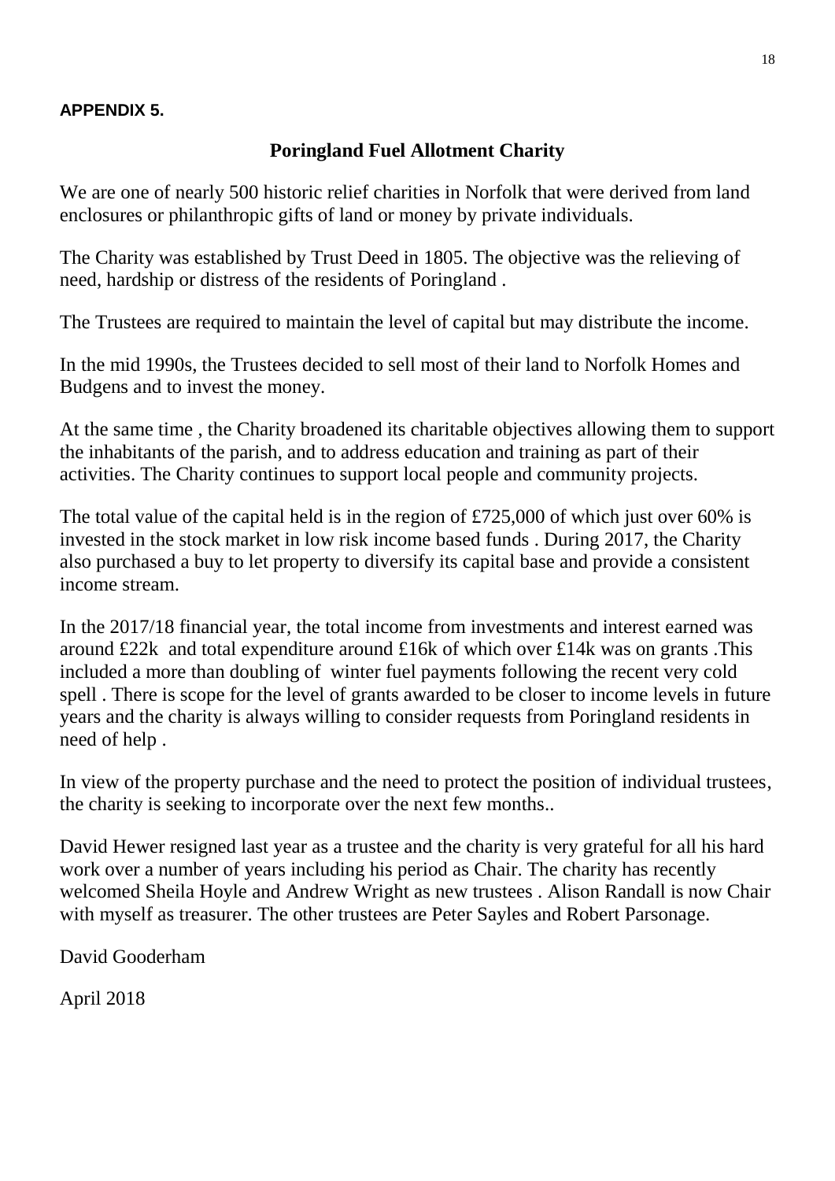**APPENDIX 5.**

## Poringland Fuel Allotment Charity

We are one of nearly 500 historic relief charities in Norfolk that were derived from land enclosures or philanthropic gifts of land or money by private individuals.

The Charity was established by Trust Deed in 1805. The objective was the relieving of need, hardship or distress of the residents of Poringland .

The Trustees are required to maintain the level of capital but may distribute the income.

In the mid 1990s, the Trustees decided to sell most of their land to Norfolk Homes and Budgens and to invest the money.

At the same time , the Charity broadened its charitable objectives allowing them to support the inhabitants of the parish, and to address education and training as part of their activities. The Charity continues to support local people and community projects.

The total value of the capital held is in the region of £725,000 of which just over 60% is invested in the stock market in low risk income based funds . During 2017, the Charity also purchased a buy to let property to diversify its capital base and provide a consistent income stream.

In the 2017/18 financial year, the total income from investments and interest earned was around £22k and total expenditure around £16k of which over £14k was on grants .This included a more than doubling of winter fuel payments following the recent very cold spell . There is scope for the level of grants awarded to be closer to income levels in future years and the charity is always willing to consider requests from Poringland residents in need of help .

In view of the property purchase and the need to protect the position of individual trustees, the charity is seeking to incorporate over the next few months..

David Hewer resigned last year as a trustee and the charity is very grateful for all his hard work over a number of years including his period as Chair. The charity has recently welcomed Sheila Hoyle and Andrew Wright as new trustees . Alison Randall is now Chair with myself as treasurer. The other trustees are Peter Sayles and Robert Parsonage.

David Gooderham

April 2018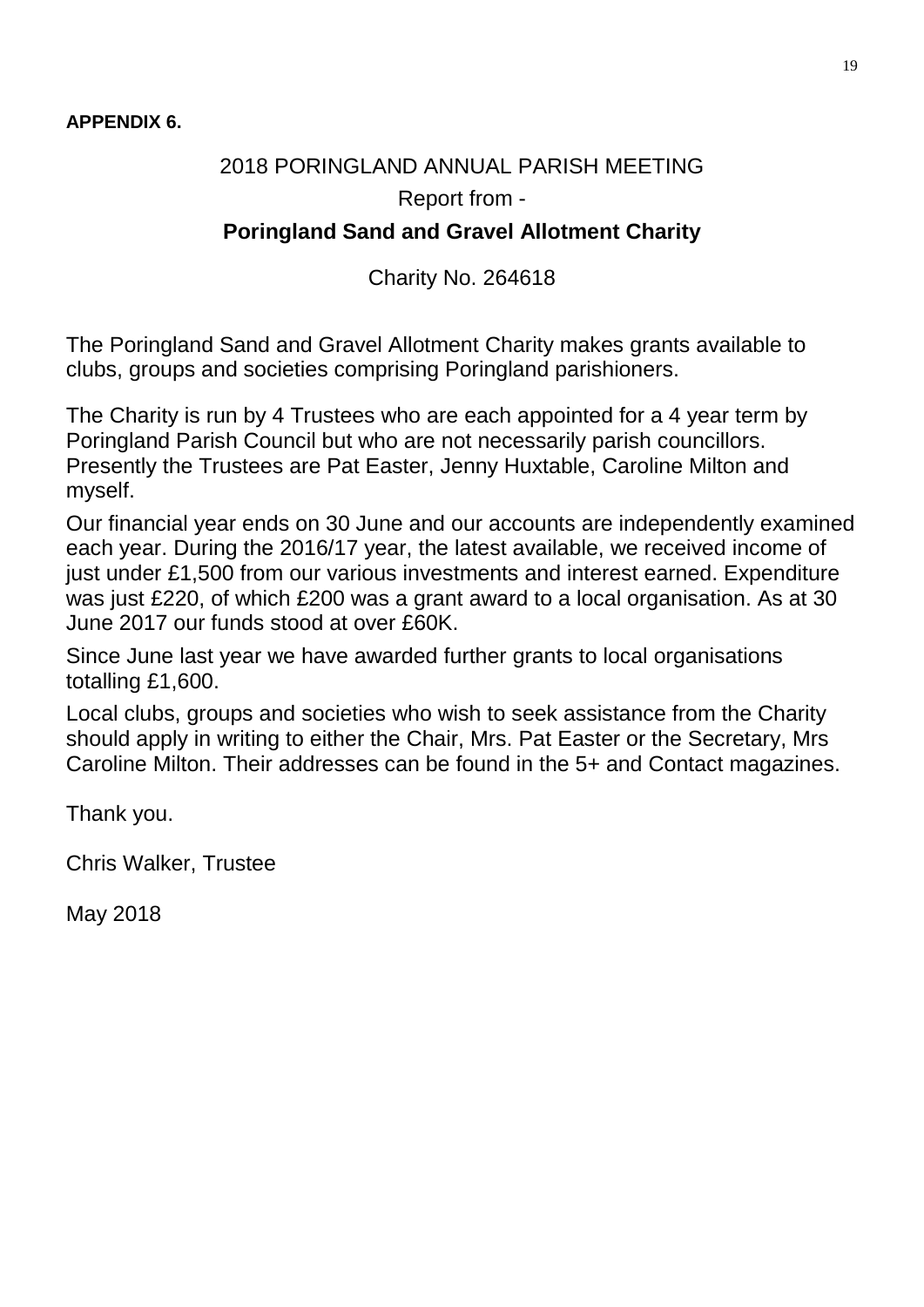**APPENDIX 6.**

2018 PORINGLAND ANNUAL PARISH MEETING

Report from -

**Poringland Sand and Gravel Allotment Charity**

Charity No. 264618

The Poringland Sand and Gravel Allotment Charity makes grants available to clubs, groups and societies comprising Poringland parishioners.

The Charity is run by 4 Trustees who are each appointed for a 4 year term by Poringland Parish Council but who are not necessarily parish councillors. Presently the Trustees are Pat Easter, Jenny Huxtable, Caroline Milton and myself.

Our financial year ends on 30 June and our accounts are independently examined each year. During the 2016/17 year, the latest available, we received income of just under £1,500 from our various investments and interest earned. Expenditure was just £220, of which £200 was a grant award to a local organisation. As at 30 June 2017 our funds stood at over £60K.

Since June last year we have awarded further grants to local organisations totalling £1,600.

Local clubs, groups and societies who wish to seek assistance from the Charity should apply in writing to either the Chair, Mrs. Pat Easter or the Secretary, Mrs Caroline Milton. Their addresses can be found in the 5+ and Contact magazines.

Thank you.

Chris Walker, Trustee

May 2018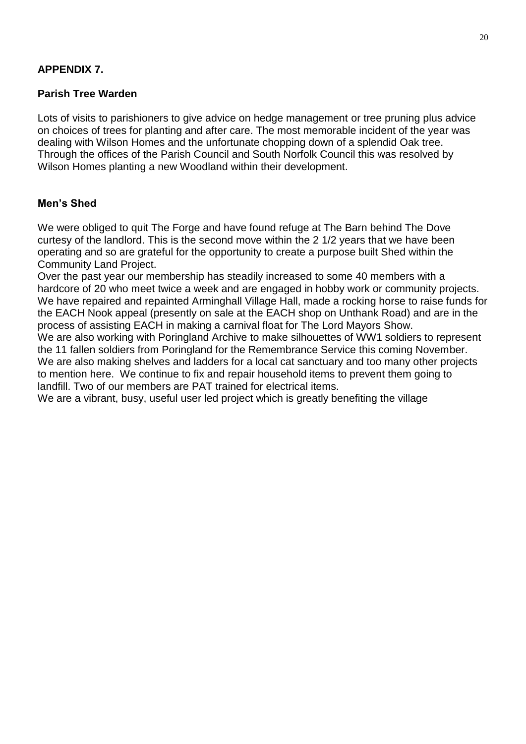## APPENDIX 7.

### Parish Tree Warden

Lots of visits to parishioners to give advice on hedge management or tree pruning plus advice on choices of trees for planting and after care. The most memorable incident of the year was dealing with Wilson Homes and the unfortunate chopping down of a splendid Oak tree. Through the offices of the Parish Council and South Norfolk Council this was resolved by Wilson Homes planting a new Woodland within their development.

### Men's Shed

We were obliged to quit The Forge and have found refuge at The Barn behind The Dove curtesy of the landlord. This is the second move within the 2 1/2 years that we have been operating and so are grateful for the opportunity to create a purpose built Shed within the Community Land Project.

Over the past year our membership has steadily increased to some 40 members with a hardcore of 20 who meet twice a week and are engaged in hobby work or community projects. We have repaired and repainted Arminghall Village Hall, made a rocking horse to raise funds for the EACH Nook appeal (presently on sale at the EACH shop on Unthank Road) and are in the process of assisting EACH in making a carnival float for The Lord Mayors Show.

We are also working with Poringland Archive to make silhouettes of WW1 soldiers to represent the 11 fallen soldiers from Poringland for the Remembrance Service this coming November. We are also making shelves and ladders for a local cat sanctuary and too many other projects to mention here. We continue to fix and repair household items to prevent them going to landfill. Two of our members are PAT trained for electrical items.

We are a vibrant, busy, useful user led project which is greatly benefiting the village